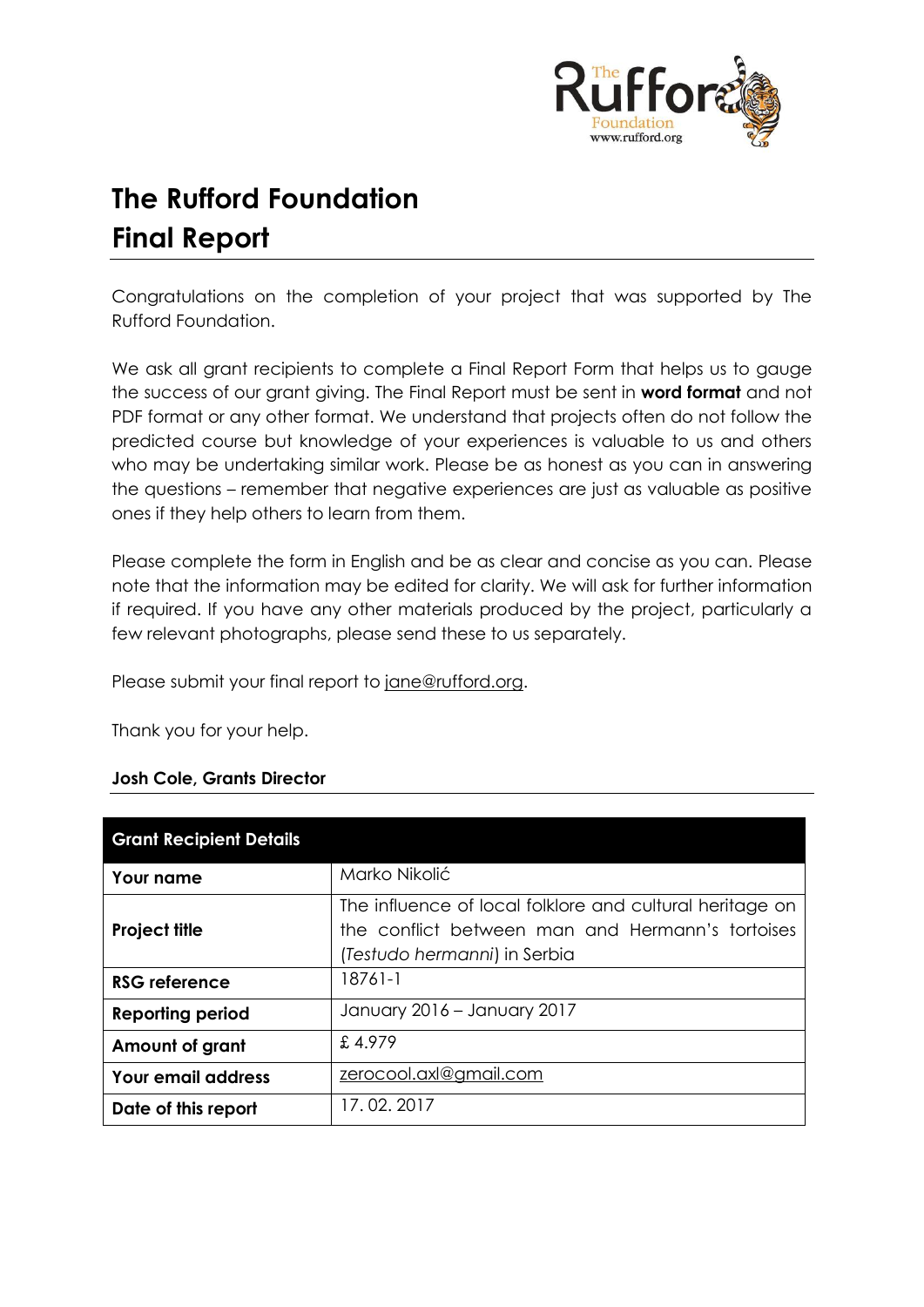# The Rufford Foundation
# Final Report

Congratulations on the completion of your project that was supported by The Rufford Foundation.

We ask all grant recipients to complete a Final Report Form that helps us to gauge the success of our grant giving. The Final Report must be sent in **word format** and not PDF format or any other format. We understand that projects often do not follow the predicted course but knowledge of your experiences is valuable to us and others who may be undertaking similar work. Please be as honest as you can in answering the questions – remember that negative experiences are just as valuable as positive ones if they help others to learn from them.

Please complete the form in English and be as clear and concise as you can. Please note that the information may be edited for clarity. We will ask for further information if required. If you have any other materials produced by the project, particularly a few relevant photographs, please send these to us separately.

Please submit your final report to jane@rufford.org.

Thank you for your help.

**Josh Cole, Grants Director**

| Grant Recipient Details | |
|---|---|
| **Your name** | Marko Nikolić |
| **Project title** | The influence of local folklore and cultural heritage on the conflict between man and Hermann's tortoises (*Testudo hermanni*) in Serbia |
| **RSG reference** | 18761-1 |
| **Reporting period** | January 2016 – January 2017 |
| **Amount of grant** | £ 4.979 |
| **Your email address** | zerocool.axl@gmail.com |
| **Date of this report** | 17. 02. 2017 |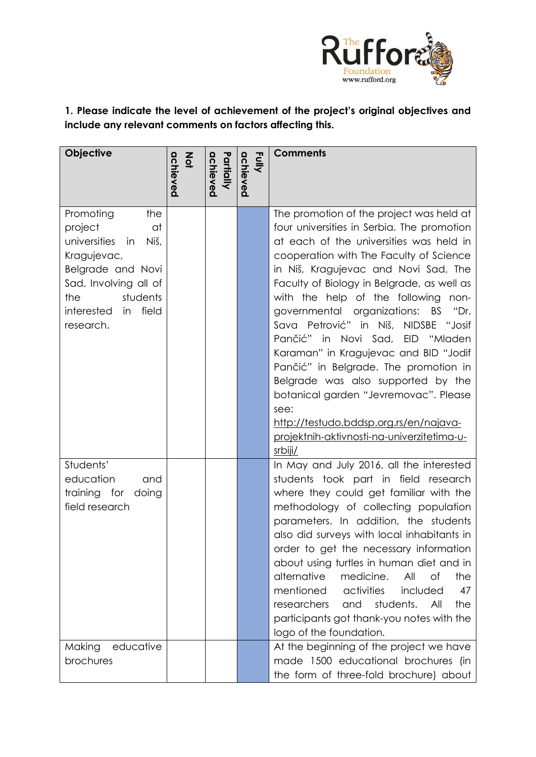**1. Please indicate the level of achievement of the project's original objectives and include any relevant comments on factors affecting this.**

| Objective | Not achieved | Partially achieved | Fully achieved | Comments |
|---|---|---|---|---|
| Promoting the project at universities in Niš, Kragujevac, Belgrade and Novi Sad. Involving all of the students interested in field research. | | | | The promotion of the project was held at four universities in Serbia. The promotion at each of the universities was held in cooperation with The Faculty of Science in Niš, Kragujevac and Novi Sad, The Faculty of Biology in Belgrade, as well as with the help of the following non-governmental organizations: BS "Dr. Sava Petrović" in Niš, NIDSBE "Josif Pančić" in Novi Sad, EID "Mladen Karaman" in Kragujevac and BID "Jodif Pančić" in Belgrade. The promotion in Belgrade was also supported by the botanical garden "Jevremovac". Please see: http://testudo.bddsp.org.rs/en/najava-projektnih-aktivnosti-na-univerzitetima-u-srbiji/ |
| Students' education and training for doing field research | | | | In May and July 2016, all the interested students took part in field research where they could get familiar with the methodology of collecting population parameters. In addition, the students also did surveys with local inhabitants in order to get the necessary information about using turtles in human diet and in alternative medicine. All of the mentioned activities included 47 researchers and students. All the participants got thank-you notes with the logo of the foundation. |
| Making educative brochures | | | | At the beginning of the project we have made 1500 educational brochures (in the form of three-fold brochure) about |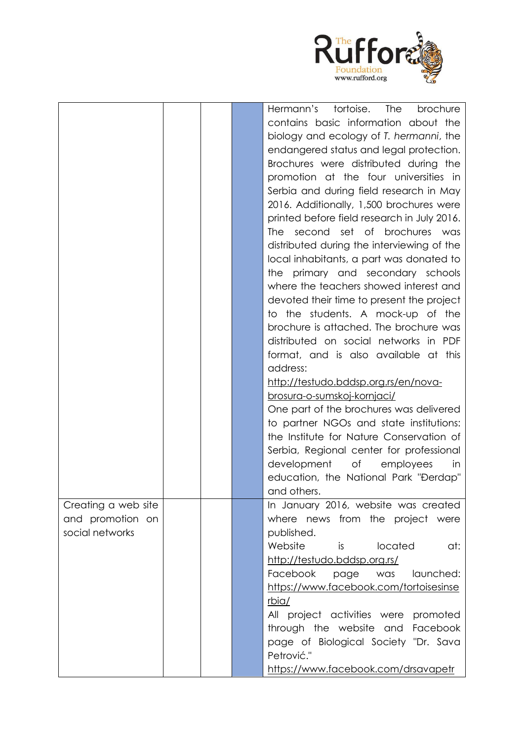| | | | | |
|---|---|---|---|---|
| | | | | Hermann's tortoise. The brochure contains basic information about the biology and ecology of *T. hermanni*, the endangered status and legal protection. Brochures were distributed during the promotion at the four universities in Serbia and during field research in May 2016. Additionally, 1,500 brochures were printed before field research in July 2016. The second set of brochures was distributed during the interviewing of the local inhabitants, a part was donated to the primary and secondary schools where the teachers showed interest and devoted their time to present the project to the students. A mock-up of the brochure is attached. The brochure was distributed on social networks in PDF format, and is also available at this address: http://testudo.bddsp.org.rs/en/nova-brosura-o-sumskoj-kornjaci/ One part of the brochures was delivered to partner NGOs and state institutions: the Institute for Nature Conservation of Serbia, Regional center for professional development of employees in education, the National Park "Đerdap" and others. |
| Creating a web site and promotion on social networks | | | | In January 2016, website was created where news from the project were published. Website is located at: http://testudo.bddsp.org.rs/ Facebook page was launched: https://www.facebook.com/tortoisesinserbia/ All project activities were promoted through the website and Facebook page of Biological Society "Dr. Sava Petrović." https://www.facebook.com/drsavapetr |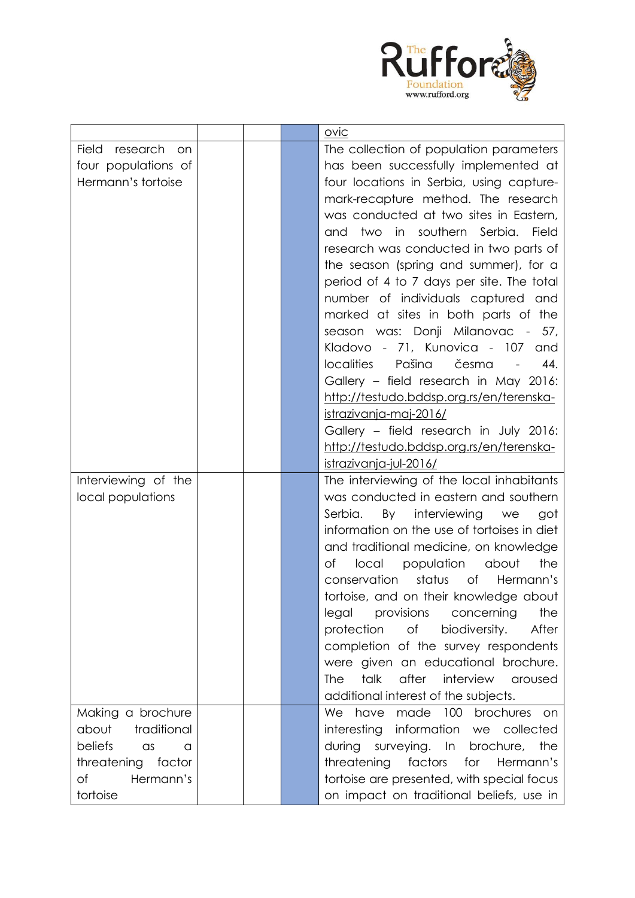| | | | | |
|---|---|---|---|---|
| | | | | ovic |
| Field research on four populations of Hermann's tortoise | | | | The collection of population parameters has been successfully implemented at four locations in Serbia, using capture-mark-recapture method. The research was conducted at two sites in Eastern, and two in southern Serbia. Field research was conducted in two parts of the season (spring and summer), for a period of 4 to 7 days per site. The total number of individuals captured and marked at sites in both parts of the season was: Donji Milanovac - 57, Kladovo - 71, Kunovica - 107 and localities Pašina česma - 44. Gallery – field research in May 2016: http://testudo.bddsp.org.rs/en/terenska-istrazivanja-maj-2016/ Gallery – field research in July 2016: http://testudo.bddsp.org.rs/en/terenska-istrazivanja-jul-2016/ |
| Interviewing of the local populations | | | | The interviewing of the local inhabitants was conducted in eastern and southern Serbia. By interviewing we got information on the use of tortoises in diet and traditional medicine, on knowledge of local population about the conservation status of Hermann's tortoise, and on their knowledge about legal provisions concerning the protection of biodiversity. After completion of the survey respondents were given an educational brochure. The talk after interview aroused additional interest of the subjects. |
| Making a brochure about traditional beliefs as a threatening factor of Hermann's tortoise | | | | We have made 100 brochures on interesting information we collected during surveying. In brochure, the threatening factors for Hermann's tortoise are presented, with special focus on impact on traditional beliefs, use in |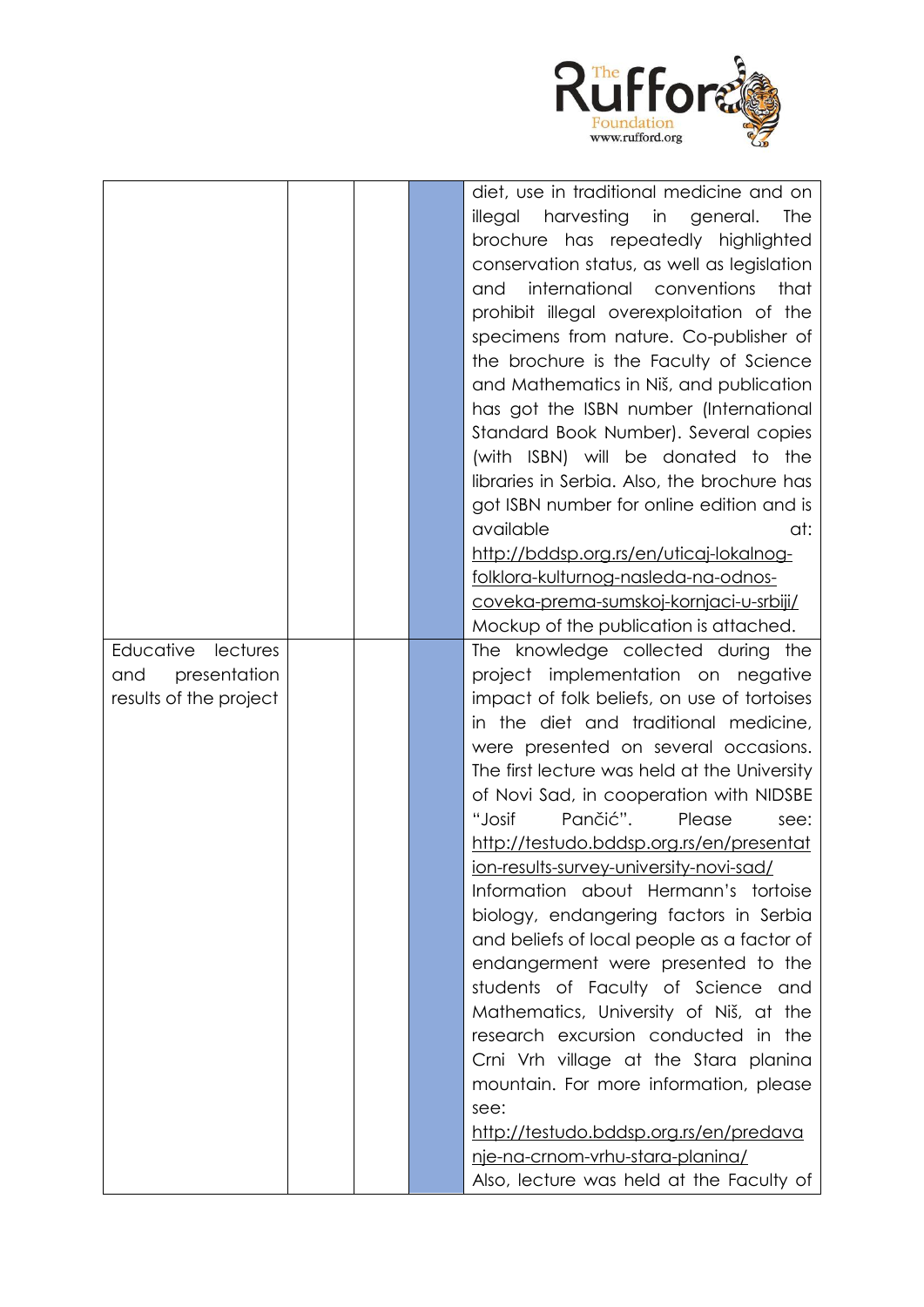| | | | | |
|---|---|---|---|---|
| | | | | diet, use in traditional medicine and on illegal harvesting in general. The brochure has repeatedly highlighted conservation status, as well as legislation and international conventions that prohibit illegal overexploitation of the specimens from nature. Co-publisher of the brochure is the Faculty of Science and Mathematics in Niš, and publication has got the ISBN number (International Standard Book Number). Several copies (with ISBN) will be donated to the libraries in Serbia. Also, the brochure has got ISBN number for online edition and is available at: http://bddsp.org.rs/en/uticaj-lokalnog-folklora-kulturnog-nasleda-na-odnos-coveka-prema-sumskoj-kornjaci-u-srbiji/ Mockup of the publication is attached. |
| Educative lectures and presentation results of the project | | | | The knowledge collected during the project implementation on negative impact of folk beliefs, on use of tortoises in the diet and traditional medicine, were presented on several occasions. The first lecture was held at the University of Novi Sad, in cooperation with NIDSBE "Josif Pančić". Please see: http://testudo.bddsp.org.rs/en/presentation-results-survey-university-novi-sad/ Information about Hermann's tortoise biology, endangering factors in Serbia and beliefs of local people as a factor of endangerment were presented to the students of Faculty of Science and Mathematics, University of Niš, at the research excursion conducted in the Crni Vrh village at the Stara planina mountain. For more information, please see: http://testudo.bddsp.org.rs/en/predavanje-na-crnom-vrhu-stara-planina/ Also, lecture was held at the Faculty of |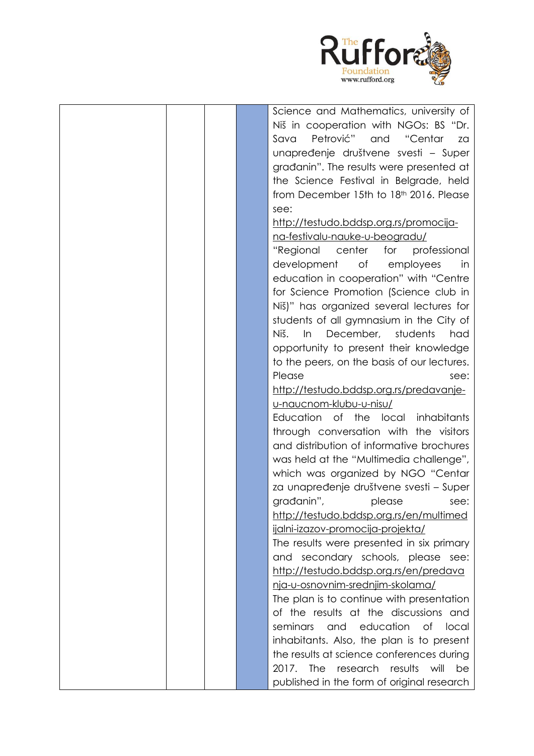| | | | | |
|---|---|---|---|---|
| | | | | Science and Mathematics, university of Niš in cooperation with NGOs: BS "Dr. Sava Petrović" and "Centar za unapređenje društvene svesti – Super građanin". The results were presented at the Science Festival in Belgrade, held from December 15th to 18th 2016. Please see: http://testudo.bddsp.org.rs/promocija-na-festivalu-nauke-u-beogradu/ "Regional center for professional development of employees in education in cooperation" with "Centre for Science Promotion (Science club in Niš)" has organized several lectures for students of all gymnasium in the City of Niš. In December, students had opportunity to present their knowledge to the peers, on the basis of our lectures. Please see: http://testudo.bddsp.org.rs/predavanje-u-naucnom-klubu-u-nisu/ Education of the local inhabitants through conversation with the visitors and distribution of informative brochures was held at the "Multimedia challenge", which was organized by NGO "Centar za unapređenje društvene svesti – Super građanin", please see: http://testudo.bddsp.org.rs/en/multimedijalni-izazov-promocija-projekta/ The results were presented in six primary and secondary schools, please see: http://testudo.bddsp.org.rs/en/predavanja-u-osnovnim-srednjim-skolama/ The plan is to continue with presentation of the results at the discussions and seminars and education of local inhabitants. Also, the plan is to present the results at science conferences during 2017. The research results will be published in the form of original research |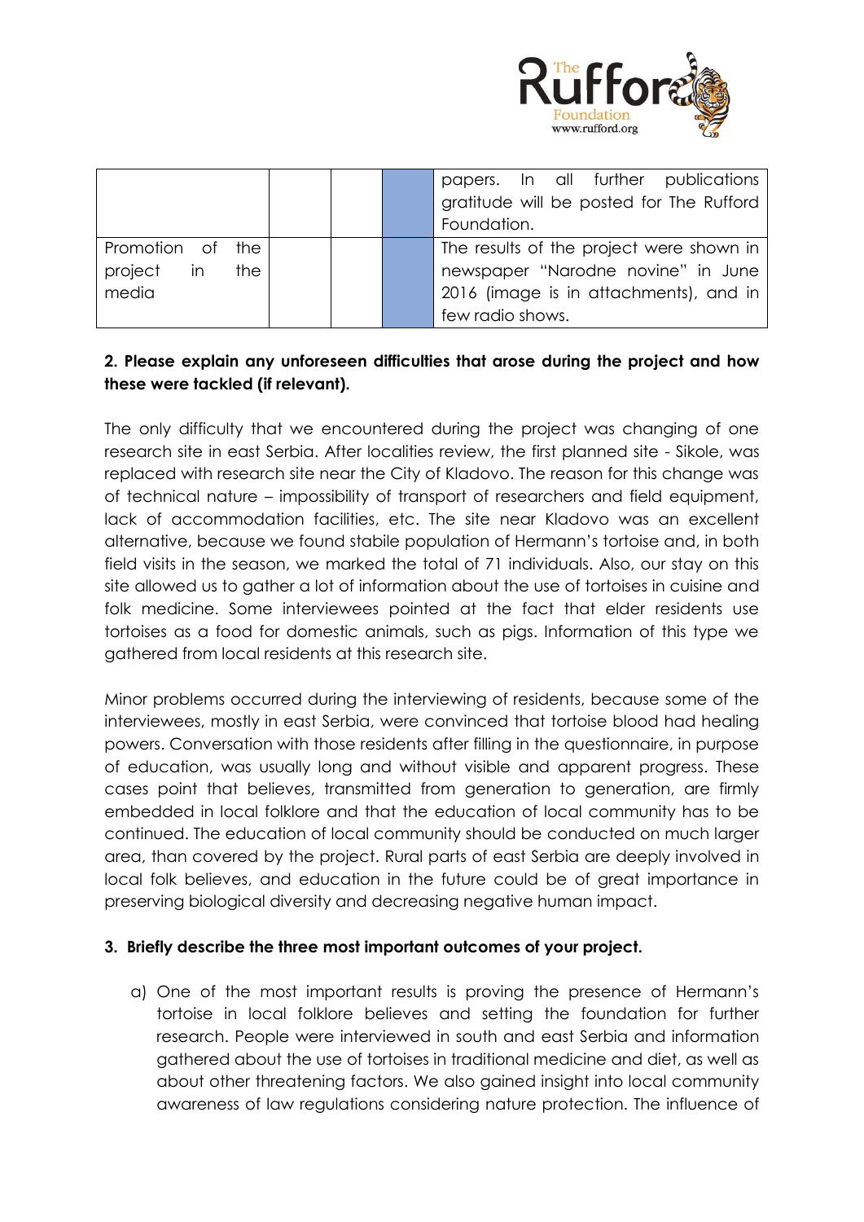| | | | | |
|---|---|---|---|---|
| | | | | papers. In all further publications gratitude will be posted for The Rufford Foundation. |
| Promotion of the project in the media | | | | The results of the project were shown in newspaper "Narodne novine" in June 2016 (image is in attachments), and in few radio shows. |

**2. Please explain any unforeseen difficulties that arose during the project and how these were tackled (if relevant).**

The only difficulty that we encountered during the project was changing of one research site in east Serbia. After localities review, the first planned site - Sikole, was replaced with research site near the City of Kladovo. The reason for this change was of technical nature – impossibility of transport of researchers and field equipment, lack of accommodation facilities, etc. The site near Kladovo was an excellent alternative, because we found stabile population of Hermann's tortoise and, in both field visits in the season, we marked the total of 71 individuals. Also, our stay on this site allowed us to gather a lot of information about the use of tortoises in cuisine and folk medicine. Some interviewees pointed at the fact that elder residents use tortoises as a food for domestic animals, such as pigs. Information of this type we gathered from local residents at this research site.

Minor problems occurred during the interviewing of residents, because some of the interviewees, mostly in east Serbia, were convinced that tortoise blood had healing powers. Conversation with those residents after filling in the questionnaire, in purpose of education, was usually long and without visible and apparent progress. These cases point that believes, transmitted from generation to generation, are firmly embedded in local folklore and that the education of local community has to be continued. The education of local community should be conducted on much larger area, than covered by the project. Rural parts of east Serbia are deeply involved in local folk believes, and education in the future could be of great importance in preserving biological diversity and decreasing negative human impact.

**3. Briefly describe the three most important outcomes of your project.**

a) One of the most important results is proving the presence of Hermann's tortoise in local folklore believes and setting the foundation for further research. People were interviewed in south and east Serbia and information gathered about the use of tortoises in traditional medicine and diet, as well as about other threatening factors. We also gained insight into local community awareness of law regulations considering nature protection. The influence of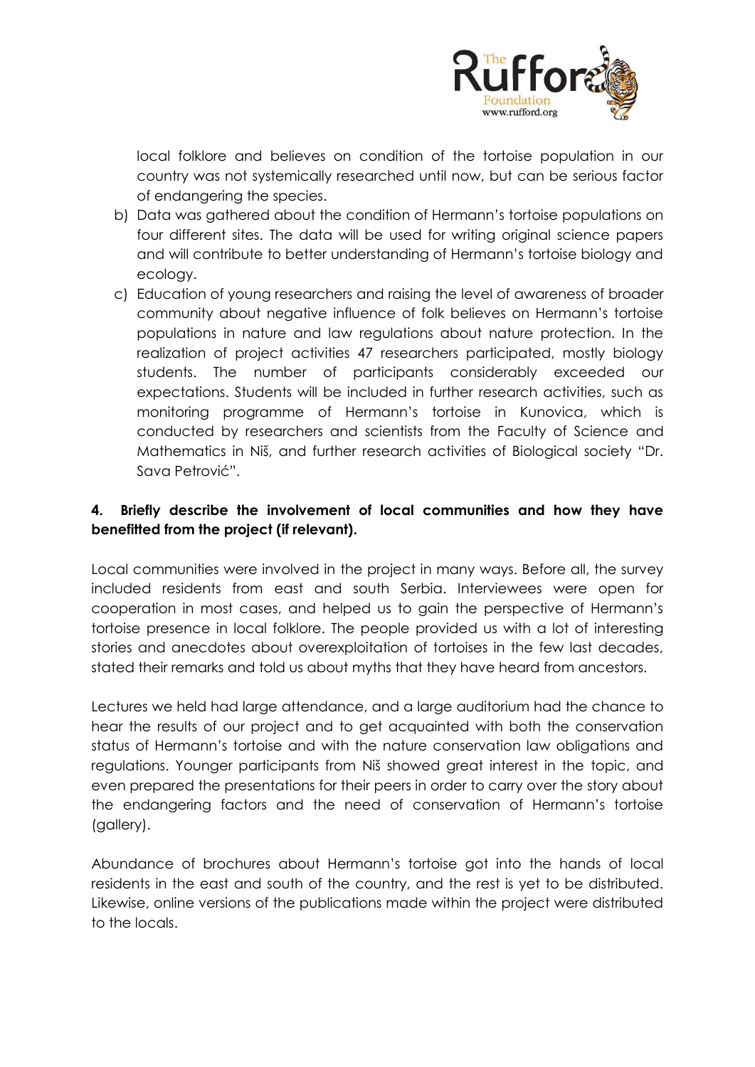local folklore and believes on condition of the tortoise population in our country was not systemically researched until now, but can be serious factor of endangering the species.

b) Data was gathered about the condition of Hermann's tortoise populations on four different sites. The data will be used for writing original science papers and will contribute to better understanding of Hermann's tortoise biology and ecology.

c) Education of young researchers and raising the level of awareness of broader community about negative influence of folk believes on Hermann's tortoise populations in nature and law regulations about nature protection. In the realization of project activities 47 researchers participated, mostly biology students. The number of participants considerably exceeded our expectations. Students will be included in further research activities, such as monitoring programme of Hermann's tortoise in Kunovica, which is conducted by researchers and scientists from the Faculty of Science and Mathematics in Niš, and further research activities of Biological society "Dr. Sava Petrović".

**4. Briefly describe the involvement of local communities and how they have benefitted from the project (if relevant).**

Local communities were involved in the project in many ways. Before all, the survey included residents from east and south Serbia. Interviewees were open for cooperation in most cases, and helped us to gain the perspective of Hermann's tortoise presence in local folklore. The people provided us with a lot of interesting stories and anecdotes about overexploitation of tortoises in the few last decades, stated their remarks and told us about myths that they have heard from ancestors.

Lectures we held had large attendance, and a large auditorium had the chance to hear the results of our project and to get acquainted with both the conservation status of Hermann's tortoise and with the nature conservation law obligations and regulations. Younger participants from Niš showed great interest in the topic, and even prepared the presentations for their peers in order to carry over the story about the endangering factors and the need of conservation of Hermann's tortoise (gallery).

Abundance of brochures about Hermann's tortoise got into the hands of local residents in the east and south of the country, and the rest is yet to be distributed. Likewise, online versions of the publications made within the project were distributed to the locals.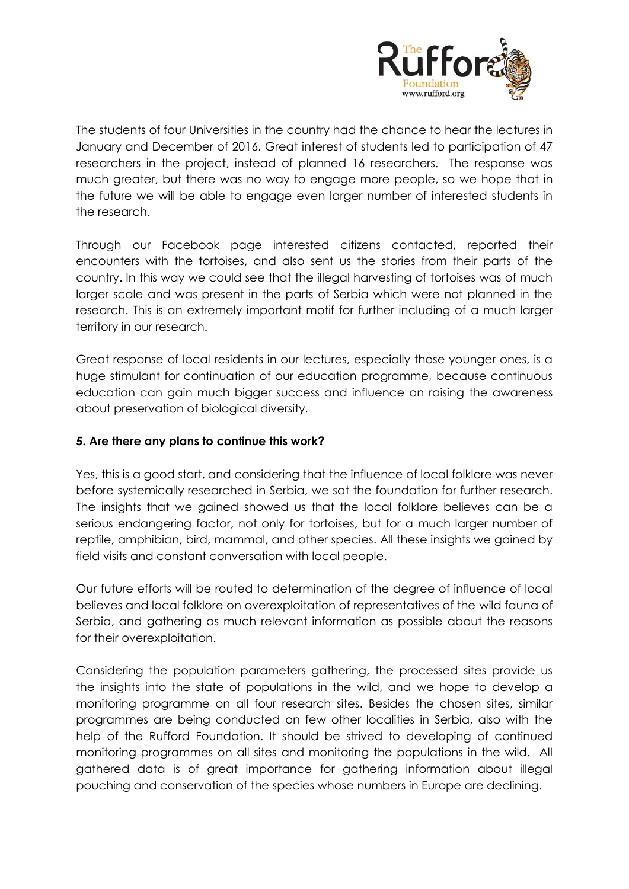The students of four Universities in the country had the chance to hear the lectures in January and December of 2016. Great interest of students led to participation of 47 researchers in the project, instead of planned 16 researchers. The response was much greater, but there was no way to engage more people, so we hope that in the future we will be able to engage even larger number of interested students in the research.

Through our Facebook page interested citizens contacted, reported their encounters with the tortoises, and also sent us the stories from their parts of the country. In this way we could see that the illegal harvesting of tortoises was of much larger scale and was present in the parts of Serbia which were not planned in the research. This is an extremely important motif for further including of a much larger territory in our research.

Great response of local residents in our lectures, especially those younger ones, is a huge stimulant for continuation of our education programme, because continuous education can gain much bigger success and influence on raising the awareness about preservation of biological diversity.

**5. Are there any plans to continue this work?**

Yes, this is a good start, and considering that the influence of local folklore was never before systemically researched in Serbia, we sat the foundation for further research. The insights that we gained showed us that the local folklore believes can be a serious endangering factor, not only for tortoises, but for a much larger number of reptile, amphibian, bird, mammal, and other species. All these insights we gained by field visits and constant conversation with local people.

Our future efforts will be routed to determination of the degree of influence of local believes and local folklore on overexploitation of representatives of the wild fauna of Serbia, and gathering as much relevant information as possible about the reasons for their overexploitation.

Considering the population parameters gathering, the processed sites provide us the insights into the state of populations in the wild, and we hope to develop a monitoring programme on all four research sites. Besides the chosen sites, similar programmes are being conducted on few other localities in Serbia, also with the help of the Rufford Foundation. It should be strived to developing of continued monitoring programmes on all sites and monitoring the populations in the wild. All gathered data is of great importance for gathering information about illegal pouching and conservation of the species whose numbers in Europe are declining.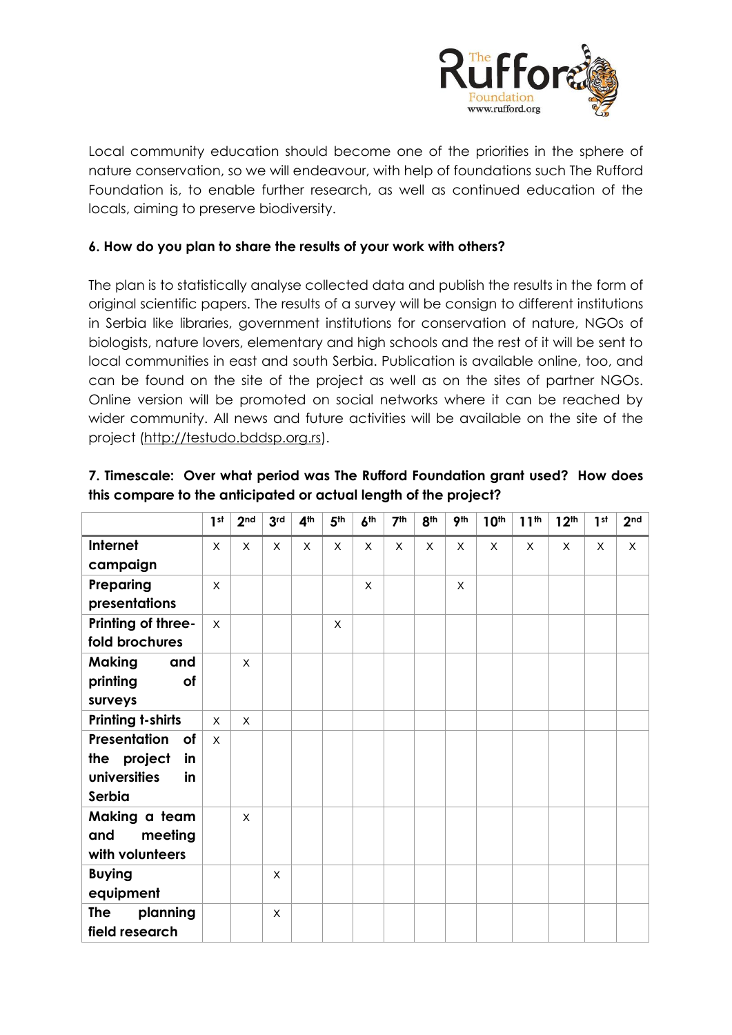Local community education should become one of the priorities in the sphere of nature conservation, so we will endeavour, with help of foundations such The Rufford Foundation is, to enable further research, as well as continued education of the locals, aiming to preserve biodiversity.

**6. How do you plan to share the results of your work with others?**

The plan is to statistically analyse collected data and publish the results in the form of original scientific papers. The results of a survey will be consign to different institutions in Serbia like libraries, government institutions for conservation of nature, NGOs of biologists, nature lovers, elementary and high schools and the rest of it will be sent to local communities in east and south Serbia. Publication is available online, too, and can be found on the site of the project as well as on the sites of partner NGOs. Online version will be promoted on social networks where it can be reached by wider community. All news and future activities will be available on the site of the project (http://testudo.bddsp.org.rs).

**7. Timescale: Over what period was The Rufford Foundation grant used? How does this compare to the anticipated or actual length of the project?**

| | 1st | 2nd | 3rd | 4th | 5th | 6th | 7th | 8th | 9th | 10th | 11th | 12th | 1st | 2nd |
|---|---|---|---|---|---|---|---|---|---|---|---|---|---|---|
| **Internet campaign** | x | x | x | x | x | x | x | x | x | x | x | x | x | x |
| **Preparing presentations** | x | | | | | x | | | x | | | | | |
| **Printing of three-fold brochures** | x | | | | x | | | | | | | | | |
| **Making and printing of surveys** | | x | | | | | | | | | | | | |
| **Printing t-shirts** | x | x | | | | | | | | | | | | |
| **Presentation of the project in universities in Serbia** | x | | | | | | | | | | | | | |
| **Making a team and meeting with volunteers** | | x | | | | | | | | | | | | |
| **Buying equipment** | | | x | | | | | | | | | | | |
| **The planning field research** | | | x | | | | | | | | | | | |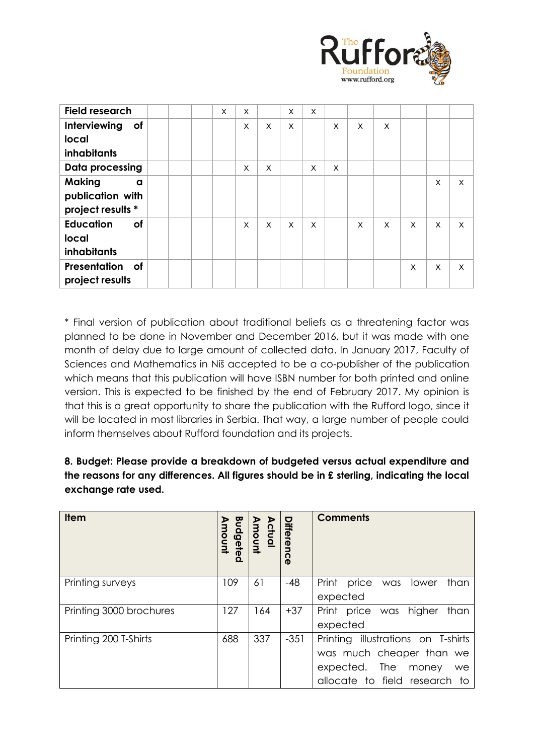| | | | | | | | | | | | | | | |
|---|---|---|---|---|---|---|---|---|---|---|---|---|---|---|
| **Field research** | | | | x | x | | x | x | | | | | | |
| **Interviewing of local inhabitants** | | | | | x | x | x | | x | x | x | | | |
| **Data processing** | | | | | x | x | | x | x | | | | | |
| **Making a publication with project results *** | | | | | | | | | | | | | x | x |
| **Education of local inhabitants** | | | | | x | x | x | x | | x | x | x | x | x |
| **Presentation of project results** | | | | | | | | | | | | x | x | x |

* Final version of publication about traditional beliefs as a threatening factor was planned to be done in November and December 2016, but it was made with one month of delay due to large amount of collected data. In January 2017, Faculty of Sciences and Mathematics in Niš accepted to be a co-publisher of the publication which means that this publication will have ISBN number for both printed and online version. This is expected to be finished by the end of February 2017. My opinion is that this is a great opportunity to share the publication with the Rufford logo, since it will be located in most libraries in Serbia. That way, a large number of people could inform themselves about Rufford foundation and its projects.

**8. Budget: Please provide a breakdown of budgeted versus actual expenditure and the reasons for any differences. All figures should be in £ sterling, indicating the local exchange rate used.**

| Item | Budgeted Amount | Actual Amount | Difference | Comments |
|---|---|---|---|---|
| Printing surveys | 109 | 61 | -48 | Print price was lower than expected |
| Printing 3000 brochures | 127 | 164 | +37 | Print price was higher than expected |
| Printing 200 T-Shirts | 688 | 337 | -351 | Printing illustrations on T-shirts was much cheaper than we expected. The money we allocate to field research to |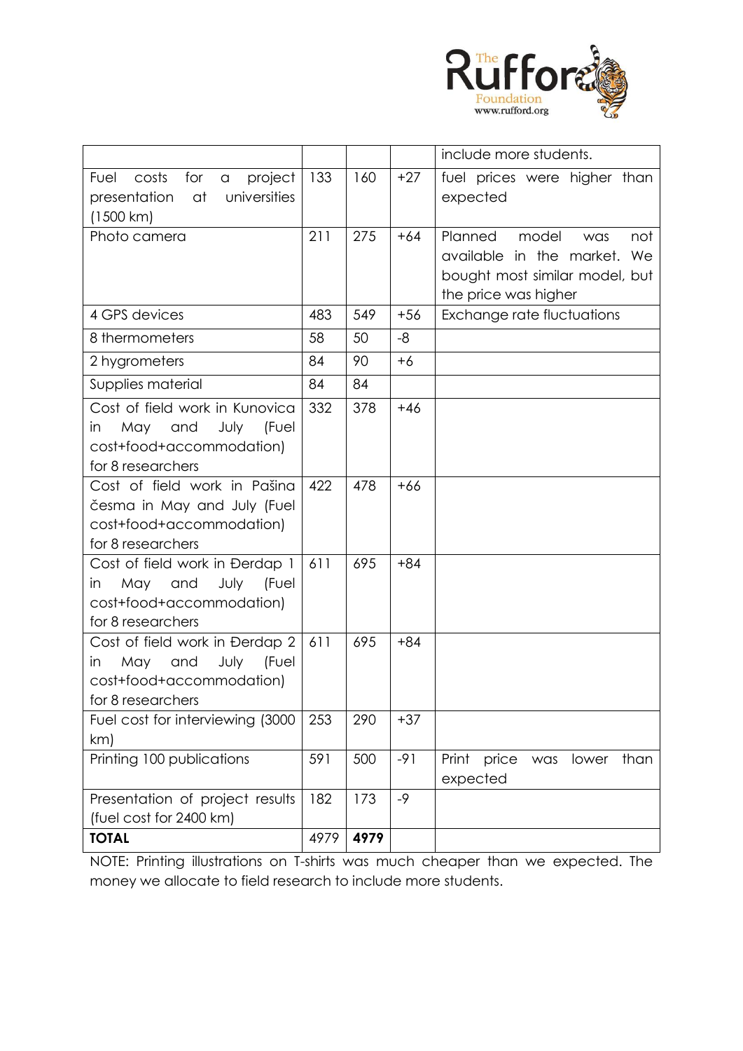| | | | | include more students. |
|---|---|---|---|---|
| Fuel costs for a project presentation at universities (1500 km) | 133 | 160 | +27 | fuel prices were higher than expected |
| Photo camera | 211 | 275 | +64 | Planned model was not available in the market. We bought most similar model, but the price was higher |
| 4 GPS devices | 483 | 549 | +56 | Exchange rate fluctuations |
| 8 thermometers | 58 | 50 | -8 | |
| 2 hygrometers | 84 | 90 | +6 | |
| Supplies material | 84 | 84 | | |
| Cost of field work in Kunovica in May and July (Fuel cost+food+accommodation) for 8 researchers | 332 | 378 | +46 | |
| Cost of field work in Pašina česma in May and July (Fuel cost+food+accommodation) for 8 researchers | 422 | 478 | +66 | |
| Cost of field work in Đerdap 1 in May and July (Fuel cost+food+accommodation) for 8 researchers | 611 | 695 | +84 | |
| Cost of field work in Đerdap 2 in May and July (Fuel cost+food+accommodation) for 8 researchers | 611 | 695 | +84 | |
| Fuel cost for interviewing (3000 km) | 253 | 290 | +37 | |
| Printing 100 publications | 591 | 500 | -91 | Print price was lower than expected |
| Presentation of project results (fuel cost for 2400 km) | 182 | 173 | -9 | |
| **TOTAL** | 4979 | **4979** | | |

NOTE: Printing illustrations on T-shirts was much cheaper than we expected. The money we allocate to field research to include more students.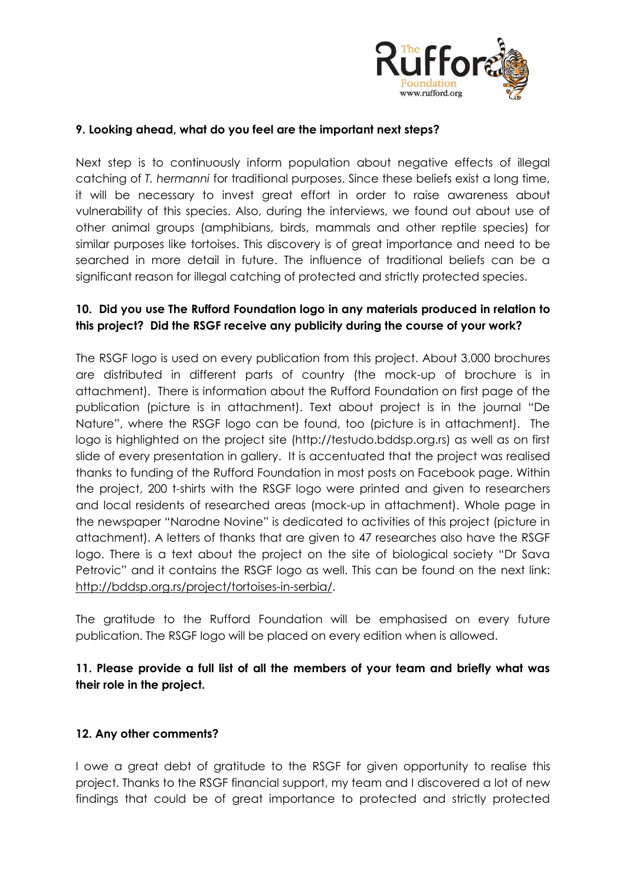**9. Looking ahead, what do you feel are the important next steps?**

Next step is to continuously inform population about negative effects of illegal catching of *T. hermanni* for traditional purposes. Since these beliefs exist a long time, it will be necessary to invest great effort in order to raise awareness about vulnerability of this species. Also, during the interviews, we found out about use of other animal groups (amphibians, birds, mammals and other reptile species) for similar purposes like tortoises. This discovery is of great importance and need to be searched in more detail in future. The influence of traditional beliefs can be a significant reason for illegal catching of protected and strictly protected species.

**10. Did you use The Rufford Foundation logo in any materials produced in relation to this project? Did the RSGF receive any publicity during the course of your work?**

The RSGF logo is used on every publication from this project. About 3,000 brochures are distributed in different parts of country (the mock-up of brochure is in attachment). There is information about the Rufford Foundation on first page of the publication (picture is in attachment). Text about project is in the journal "De Nature", where the RSGF logo can be found, too (picture is in attachment). The logo is highlighted on the project site (http://testudo.bddsp.org.rs) as well as on first slide of every presentation in gallery. It is accentuated that the project was realised thanks to funding of the Rufford Foundation in most posts on Facebook page. Within the project, 200 t-shirts with the RSGF logo were printed and given to researchers and local residents of researched areas (mock-up in attachment). Whole page in the newspaper "Narodne Novine" is dedicated to activities of this project (picture in attachment). A letters of thanks that are given to 47 researches also have the RSGF logo. There is a text about the project on the site of biological society "Dr Sava Petrovic" and it contains the RSGF logo as well. This can be found on the next link: http://bddsp.org.rs/project/tortoises-in-serbia/.

The gratitude to the Rufford Foundation will be emphasised on every future publication. The RSGF logo will be placed on every edition when is allowed.

**11. Please provide a full list of all the members of your team and briefly what was their role in the project.**

**12. Any other comments?**

I owe a great debt of gratitude to the RSGF for given opportunity to realise this project. Thanks to the RSGF financial support, my team and I discovered a lot of new findings that could be of great importance to protected and strictly protected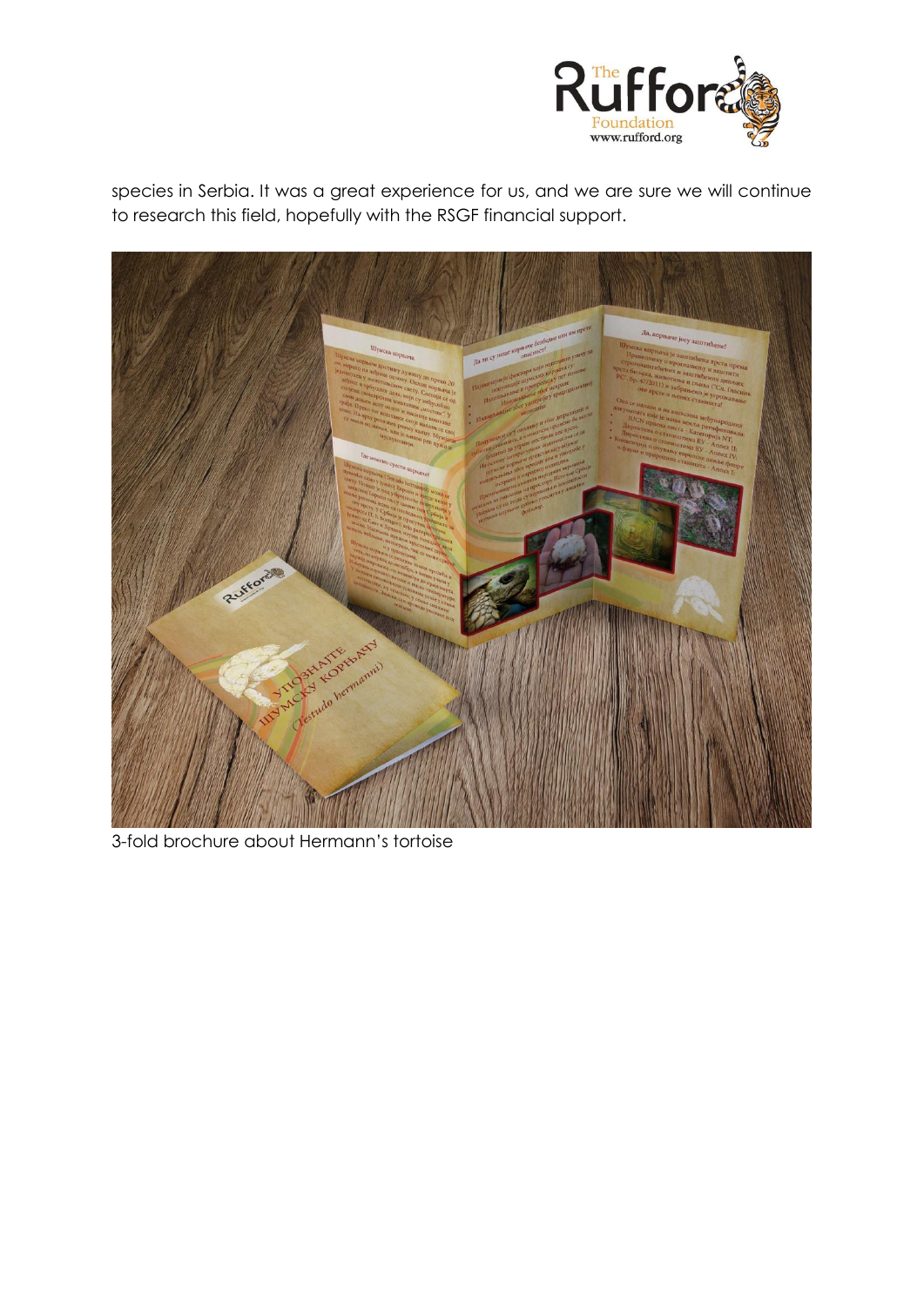species in Serbia. It was a great experience for us, and we are sure we will continue to research this field, hopefully with the RSGF financial support.

3-fold brochure about Hermann's tortoise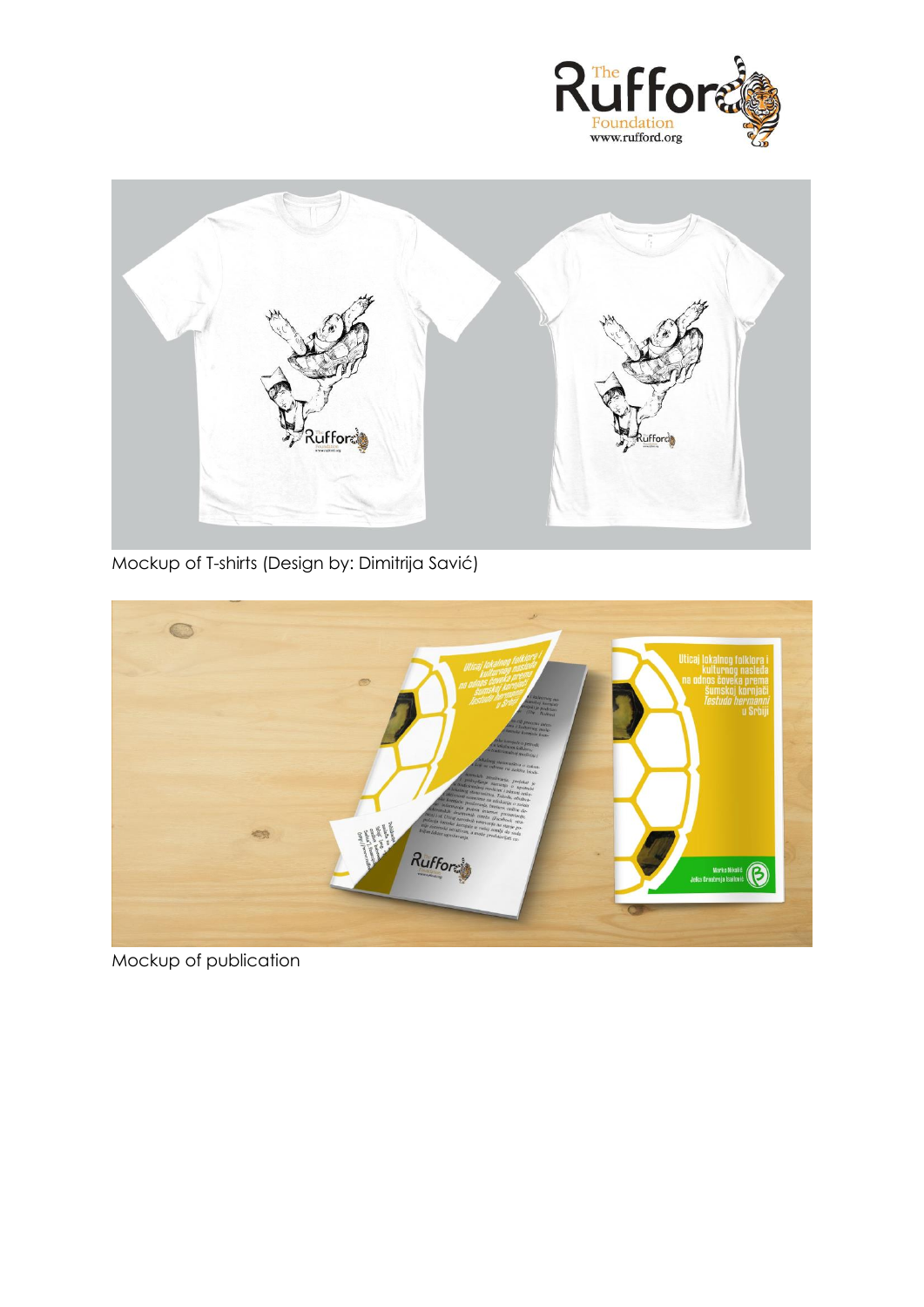Mockup of T-shirts (Design by: Dimitrija Savić)

Mockup of publication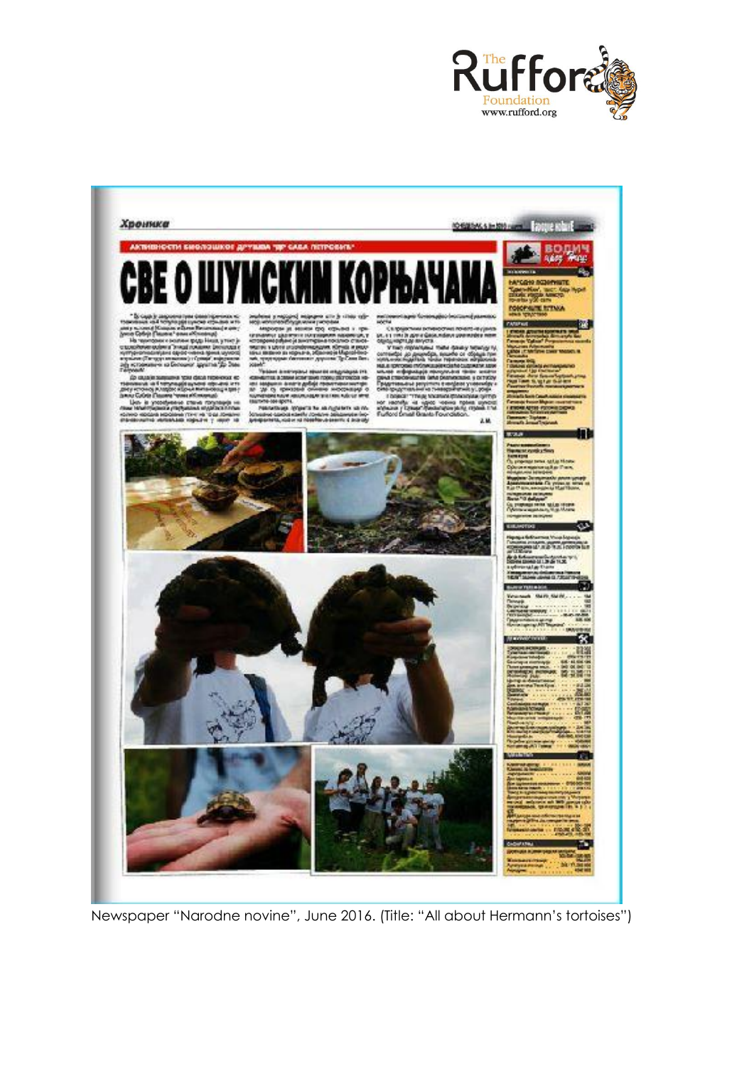Newspaper "Narodne novine", June 2016. (Title: "All about Hermann's tortoises")